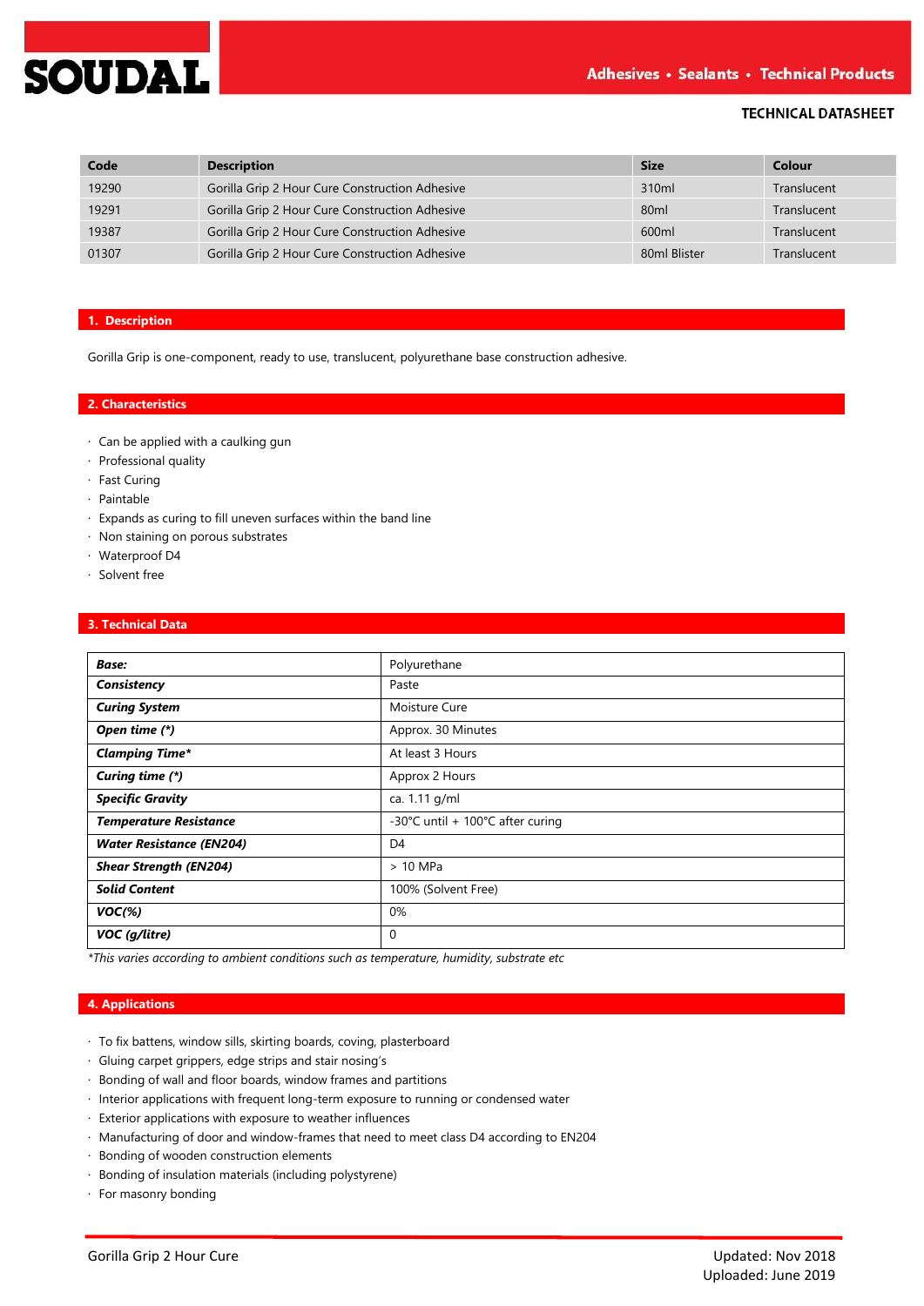SOUDAL

Adhesives • Sealants • Technical Products

TECHNICAL DATASHEET

| Code | Description | Size | Colour |
|---|---|---|---|
| 19290 | Gorilla Grip 2 Hour Cure Construction Adhesive | 310ml | Translucent |
| 19291 | Gorilla Grip 2 Hour Cure Construction Adhesive | 80ml | Translucent |
| 19387 | Gorilla Grip 2 Hour Cure Construction Adhesive | 600ml | Translucent |
| 01307 | Gorilla Grip 2 Hour Cure Construction Adhesive | 80ml Blister | Translucent |

## 1. Description

Gorilla Grip is one-component, ready to use, translucent, polyurethane base construction adhesive.

## 2. Characteristics

- Can be applied with a caulking gun
- Professional quality
- Fast Curing
- Paintable
- Expands as curing to fill uneven surfaces within the band line
- Non staining on porous substrates
- Waterproof D4
- Solvent free

## 3. Technical Data

| | |
|---|---|
| ***Base:*** | Polyurethane |
| ***Consistency*** | Paste |
| ***Curing System*** | Moisture Cure |
| ***Open time (*)*** | Approx. 30 Minutes |
| ***Clamping Time**** | At least 3 Hours |
| ***Curing time (*)*** | Approx 2 Hours |
| ***Specific Gravity*** | ca. 1.11 g/ml |
| ***Temperature Resistance*** | -30°C until + 100°C after curing |
| ***Water Resistance (EN204)*** | D4 |
| ***Shear Strength (EN204)*** | > 10 MPa |
| ***Solid Content*** | 100% (Solvent Free) |
| ***VOC(%)*** | 0% |
| ***VOC (g/litre)*** | 0 |

*\*This varies according to ambient conditions such as temperature, humidity, substrate etc*

## 4. Applications

- To fix battens, window sills, skirting boards, coving, plasterboard
- Gluing carpet grippers, edge strips and stair nosing's
- Bonding of wall and floor boards, window frames and partitions
- Interior applications with frequent long-term exposure to running or condensed water
- Exterior applications with exposure to weather influences
- Manufacturing of door and window-frames that need to meet class D4 according to EN204
- Bonding of wooden construction elements
- Bonding of insulation materials (including polystyrene)
- For masonry bonding

Gorilla Grip 2 Hour Cure

Updated: Nov 2018
Uploaded: June 2019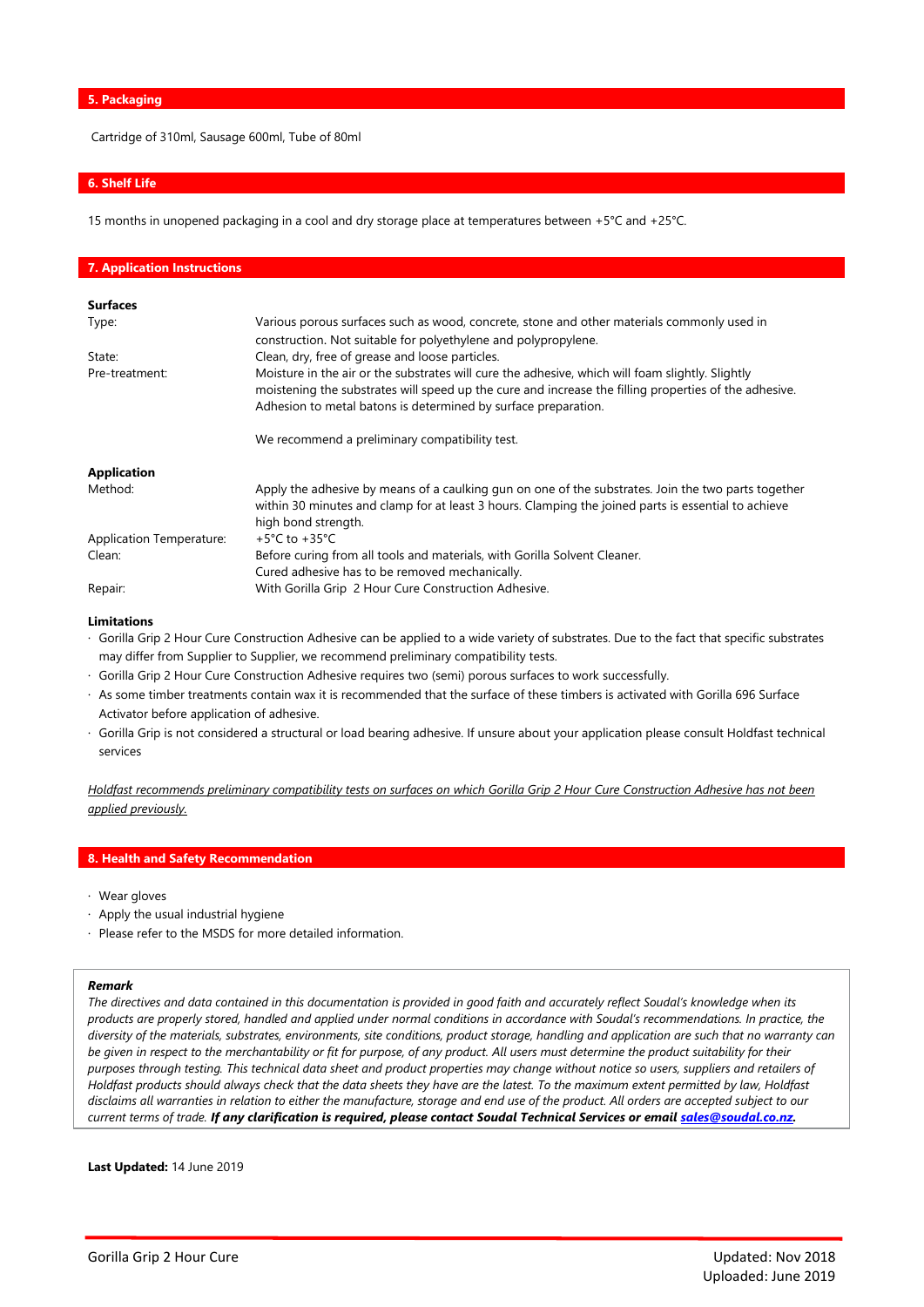## 5. Packaging

Cartridge of 310ml, Sausage 600ml, Tube of 80ml

## 6. Shelf Life

15 months in unopened packaging in a cool and dry storage place at temperatures between +5°C and +25°C.

## 7. Application Instructions

**Surfaces**

| | |
|---|---|
| Type: | Various porous surfaces such as wood, concrete, stone and other materials commonly used in construction. Not suitable for polyethylene and polypropylene. |
| State: | Clean, dry, free of grease and loose particles. |
| Pre-treatment: | Moisture in the air or the substrates will cure the adhesive, which will foam slightly. Slightly moistening the substrates will speed up the cure and increase the filling properties of the adhesive. Adhesion to metal batons is determined by surface preparation.<br><br>We recommend a preliminary compatibility test. |

**Application**

| | |
|---|---|
| Method: | Apply the adhesive by means of a caulking gun on one of the substrates. Join the two parts together within 30 minutes and clamp for at least 3 hours. Clamping the joined parts is essential to achieve high bond strength. |
| Application Temperature: | +5°C to +35°C |
| Clean: | Before curing from all tools and materials, with Gorilla Solvent Cleaner.<br>Cured adhesive has to be removed mechanically. |
| Repair: | With Gorilla Grip 2 Hour Cure Construction Adhesive. |

**Limitations**

- Gorilla Grip 2 Hour Cure Construction Adhesive can be applied to a wide variety of substrates. Due to the fact that specific substrates may differ from Supplier to Supplier, we recommend preliminary compatibility tests.
- Gorilla Grip 2 Hour Cure Construction Adhesive requires two (semi) porous surfaces to work successfully.
- As some timber treatments contain wax it is recommended that the surface of these timbers is activated with Gorilla 696 Surface Activator before application of adhesive.
- Gorilla Grip is not considered a structural or load bearing adhesive. If unsure about your application please consult Holdfast technical services

*Holdfast recommends preliminary compatibility tests on surfaces on which Gorilla Grip 2 Hour Cure Construction Adhesive has not been applied previously.*

## 8. Health and Safety Recommendation

- Wear gloves
- Apply the usual industrial hygiene
- Please refer to the MSDS for more detailed information.

***Remark***

*The directives and data contained in this documentation is provided in good faith and accurately reflect Soudal's knowledge when its products are properly stored, handled and applied under normal conditions in accordance with Soudal's recommendations. In practice, the diversity of the materials, substrates, environments, site conditions, product storage, handling and application are such that no warranty can be given in respect to the merchantability or fit for purpose, of any product. All users must determine the product suitability for their purposes through testing. This technical data sheet and product properties may change without notice so users, suppliers and retailers of Holdfast products should always check that the data sheets they have are the latest. To the maximum extent permitted by law, Holdfast disclaims all warranties in relation to either the manufacture, storage and end use of the product. All orders are accepted subject to our current terms of trade.* ***If any clarification is required, please contact Soudal Technical Services or email sales@soudal.co.nz.***

**Last Updated:** 14 June 2019

Gorilla Grip 2 Hour Cure

Updated: Nov 2018
Uploaded: June 2019